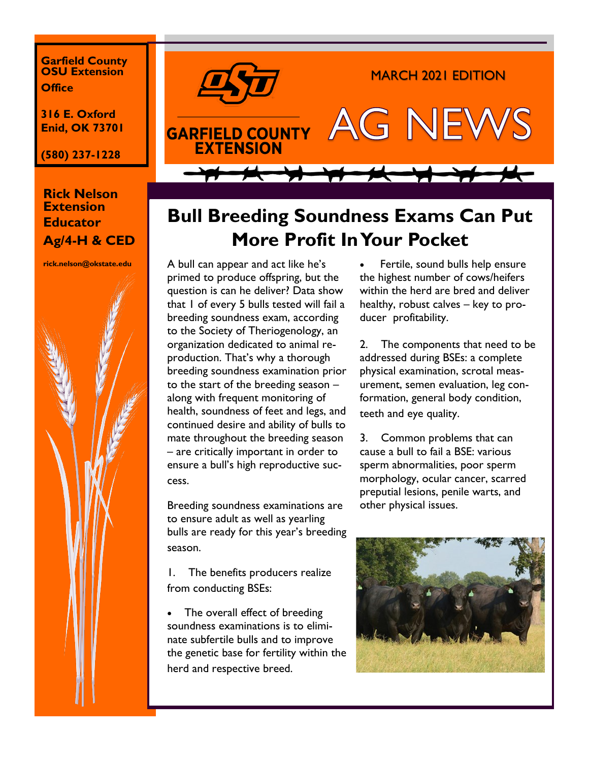**Garfield County OSU Extension Office**

**316 E. Oxford**
**Enid, OK 73701**

**(580) 237-1228**

**Rick Nelson**
**Extension Educator**
**Ag/4-H & CED**

**rick.nelson@okstate.edu**

GARFIELD COUNTY EXTENSION

MARCH 2021 EDITION

# AG NEWS

## Bull Breeding Soundness Exams Can Put More Profit In Your Pocket

A bull can appear and act like he's primed to produce offspring, but the question is can he deliver? Data show that 1 of every 5 bulls tested will fail a breeding soundness exam, according to the Society of Theriogenology, an organization dedicated to animal reproduction. That's why a thorough breeding soundness examination prior to the start of the breeding season – along with frequent monitoring of health, soundness of feet and legs, and continued desire and ability of bulls to mate throughout the breeding season – are critically important in order to ensure a bull's high reproductive success.

Breeding soundness examinations are to ensure adult as well as yearling bulls are ready for this year's breeding season.

1. The benefits producers realize from conducting BSEs:

- The overall effect of breeding soundness examinations is to eliminate subfertile bulls and to improve the genetic base for fertility within the herd and respective breed.
- Fertile, sound bulls help ensure the highest number of cows/heifers within the herd are bred and deliver healthy, robust calves – key to producer profitability.

2. The components that need to be addressed during BSEs: a complete physical examination, scrotal measurement, semen evaluation, leg conformation, general body condition, teeth and eye quality.

3. Common problems that can cause a bull to fail a BSE: various sperm abnormalities, poor sperm morphology, ocular cancer, scarred preputial lesions, penile warts, and other physical issues.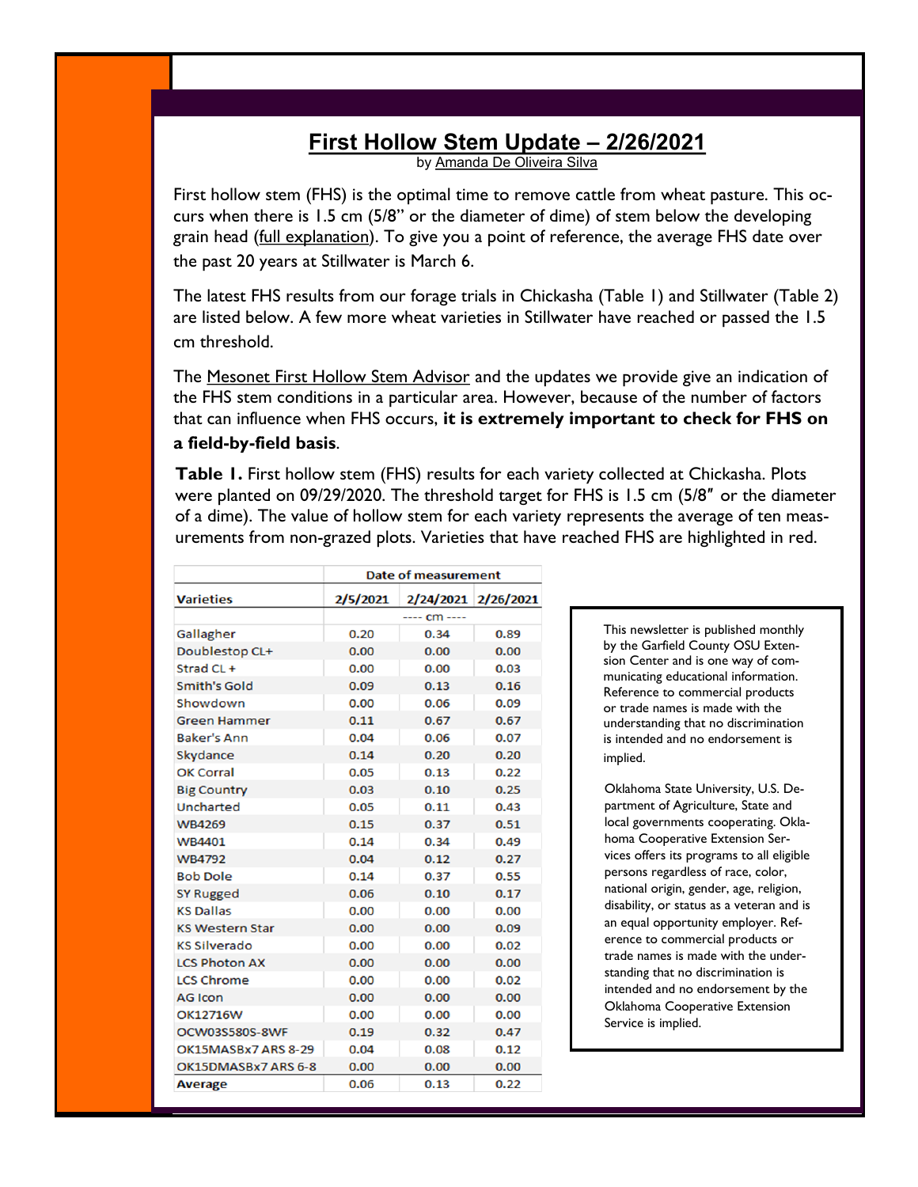# First Hollow Stem Update – 2/26/2021

by Amanda De Oliveira Silva

First hollow stem (FHS) is the optimal time to remove cattle from wheat pasture. This occurs when there is 1.5 cm (5/8" or the diameter of dime) of stem below the developing grain head (full explanation). To give you a point of reference, the average FHS date over the past 20 years at Stillwater is March 6.

The latest FHS results from our forage trials in Chickasha (Table 1) and Stillwater (Table 2) are listed below. A few more wheat varieties in Stillwater have reached or passed the 1.5 cm threshold.

The Mesonet First Hollow Stem Advisor and the updates we provide give an indication of the FHS stem conditions in a particular area. However, because of the number of factors that can influence when FHS occurs, **it is extremely important to check for FHS on a field-by-field basis**.

**Table 1.** First hollow stem (FHS) results for each variety collected at Chickasha. Plots were planted on 09/29/2020. The threshold target for FHS is 1.5 cm (5/8″ or the diameter of a dime). The value of hollow stem for each variety represents the average of ten measurements from non-grazed plots. Varieties that have reached FHS are highlighted in red.

| | Date of measurement | | |
|---|---|---|---|
| **Varieties** | **2/5/2021** | **2/24/2021** | **2/26/2021** |
| | ---- cm ---- | | |
| Gallagher | 0.20 | 0.34 | 0.89 |
| Doublestop CL+ | 0.00 | 0.00 | 0.00 |
| Strad CL + | 0.00 | 0.00 | 0.03 |
| Smith's Gold | 0.09 | 0.13 | 0.16 |
| Showdown | 0.00 | 0.06 | 0.09 |
| Green Hammer | 0.11 | 0.67 | 0.67 |
| Baker's Ann | 0.04 | 0.06 | 0.07 |
| Skydance | 0.14 | 0.20 | 0.20 |
| OK Corral | 0.05 | 0.13 | 0.22 |
| Big Country | 0.03 | 0.10 | 0.25 |
| Uncharted | 0.05 | 0.11 | 0.43 |
| WB4269 | 0.15 | 0.37 | 0.51 |
| WB4401 | 0.14 | 0.34 | 0.49 |
| WB4792 | 0.04 | 0.12 | 0.27 |
| Bob Dole | 0.14 | 0.37 | 0.55 |
| SY Rugged | 0.06 | 0.10 | 0.17 |
| KS Dallas | 0.00 | 0.00 | 0.00 |
| KS Western Star | 0.00 | 0.00 | 0.09 |
| KS Silverado | 0.00 | 0.00 | 0.02 |
| LCS Photon AX | 0.00 | 0.00 | 0.00 |
| LCS Chrome | 0.00 | 0.00 | 0.02 |
| AG Icon | 0.00 | 0.00 | 0.00 |
| OK12716W | 0.00 | 0.00 | 0.00 |
| OCW03S580S-8WF | 0.19 | 0.32 | 0.47 |
| OK15MASBx7 ARS 8-29 | 0.04 | 0.08 | 0.12 |
| OK15DMASBx7 ARS 6-8 | 0.00 | 0.00 | 0.00 |
| **Average** | 0.06 | 0.13 | 0.22 |

This newsletter is published monthly by the Garfield County OSU Extension Center and is one way of communicating educational information. Reference to commercial products or trade names is made with the understanding that no discrimination is intended and no endorsement is implied.

Oklahoma State University, U.S. Department of Agriculture, State and local governments cooperating. Oklahoma Cooperative Extension Services offers its programs to all eligible persons regardless of race, color, national origin, gender, age, religion, disability, or status as a veteran and is an equal opportunity employer. Reference to commercial products or trade names is made with the understanding that no discrimination is intended and no endorsement by the Oklahoma Cooperative Extension Service is implied.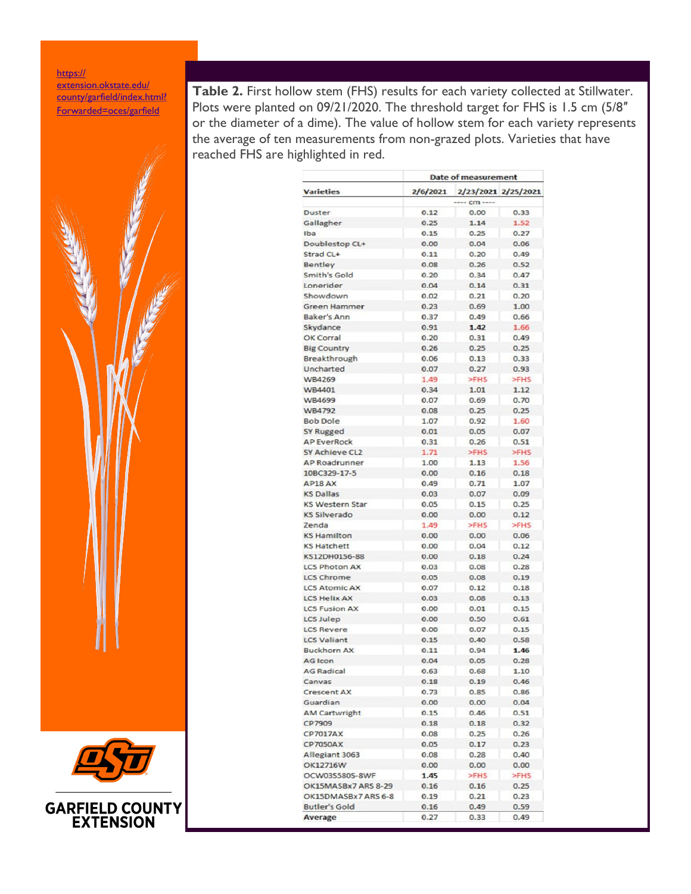https://extension.okstate.edu/county/garfield/index.html?Forwarded=oces/garfield

**Table 2.** First hollow stem (FHS) results for each variety collected at Stillwater. Plots were planted on 09/21/2020. The threshold target for FHS is 1.5 cm (5/8″ or the diameter of a dime). The value of hollow stem for each variety represents the average of ten measurements from non-grazed plots. Varieties that have reached FHS are highlighted in red.

| | Date of measurement | | |
|---|---|---|---|
| **Varieties** | **2/6/2021** | **2/23/2021** | **2/25/2021** |
| | ---- cm ---- | | |
| Duster | 0.12 | 0.00 | 0.33 |
| Gallagher | 0.25 | 1.14 | 1.52 |
| Iba | 0.15 | 0.25 | 0.27 |
| Doublestop CL+ | 0.00 | 0.04 | 0.06 |
| Strad CL+ | 0.11 | 0.20 | 0.49 |
| Bentley | 0.08 | 0.26 | 0.52 |
| Smith's Gold | 0.20 | 0.34 | 0.47 |
| Lonerider | 0.04 | 0.14 | 0.31 |
| Showdown | 0.02 | 0.21 | 0.20 |
| Green Hammer | 0.23 | 0.69 | 1.00 |
| Baker's Ann | 0.37 | 0.49 | 0.66 |
| Skydance | 0.91 | 1.42 | 1.66 |
| OK Corral | 0.20 | 0.31 | 0.49 |
| Big Country | 0.26 | 0.25 | 0.25 |
| Breakthrough | 0.06 | 0.13 | 0.33 |
| Uncharted | 0.07 | 0.27 | 0.93 |
| WB4269 | 1.49 | >FHS | >FHS |
| WB4401 | 0.34 | 1.01 | 1.12 |
| WB4699 | 0.07 | 0.69 | 0.70 |
| WB4792 | 0.08 | 0.25 | 0.25 |
| Bob Dole | 1.07 | 0.92 | 1.60 |
| SY Rugged | 0.01 | 0.05 | 0.07 |
| AP EverRock | 0.31 | 0.26 | 0.51 |
| SY Achieve CL2 | 1.71 | >FHS | >FHS |
| AP Roadrunner | 1.00 | 1.13 | 1.56 |
| 10BC329-17-5 | 0.00 | 0.16 | 0.18 |
| AP18 AX | 0.49 | 0.71 | 1.07 |
| KS Dallas | 0.03 | 0.07 | 0.09 |
| KS Western Star | 0.05 | 0.15 | 0.25 |
| KS Silverado | 0.00 | 0.00 | 0.12 |
| Zenda | 1.49 | >FHS | >FHS |
| KS Hamilton | 0.00 | 0.00 | 0.06 |
| KS Hatchett | 0.00 | 0.04 | 0.12 |
| KS12DH0156-88 | 0.00 | 0.18 | 0.24 |
| LCS Photon AX | 0.03 | 0.08 | 0.28 |
| LCS Chrome | 0.05 | 0.08 | 0.19 |
| LCS Atomic AX | 0.07 | 0.12 | 0.18 |
| LCS Helix AX | 0.03 | 0.08 | 0.13 |
| LCS Fusion AX | 0.00 | 0.01 | 0.15 |
| LCS Julep | 0.00 | 0.50 | 0.61 |
| LCS Revere | 0.00 | 0.07 | 0.15 |
| LCS Valiant | 0.15 | 0.40 | 0.58 |
| Buckhorn AX | 0.11 | 0.94 | 1.46 |
| AG Icon | 0.04 | 0.05 | 0.28 |
| AG Radical | 0.63 | 0.68 | 1.10 |
| Canvas | 0.18 | 0.19 | 0.46 |
| Crescent AX | 0.73 | 0.85 | 0.86 |
| Guardian | 0.00 | 0.00 | 0.04 |
| AM Cartwright | 0.15 | 0.46 | 0.51 |
| CP7909 | 0.18 | 0.18 | 0.32 |
| CP7017AX | 0.08 | 0.25 | 0.26 |
| CP7050AX | 0.05 | 0.17 | 0.23 |
| Allegiant 3063 | 0.08 | 0.28 | 0.40 |
| OK12716W | 0.00 | 0.00 | 0.00 |
| OCW03S580S-8WF | 1.45 | >FHS | >FHS |
| OK15MASBx7 ARS 8-29 | 0.16 | 0.16 | 0.25 |
| OK15DMASBx7 ARS 6-8 | 0.19 | 0.21 | 0.23 |
| Butler's Gold | 0.16 | 0.49 | 0.59 |
| Average | 0.27 | 0.33 | 0.49 |

GARFIELD COUNTY EXTENSION